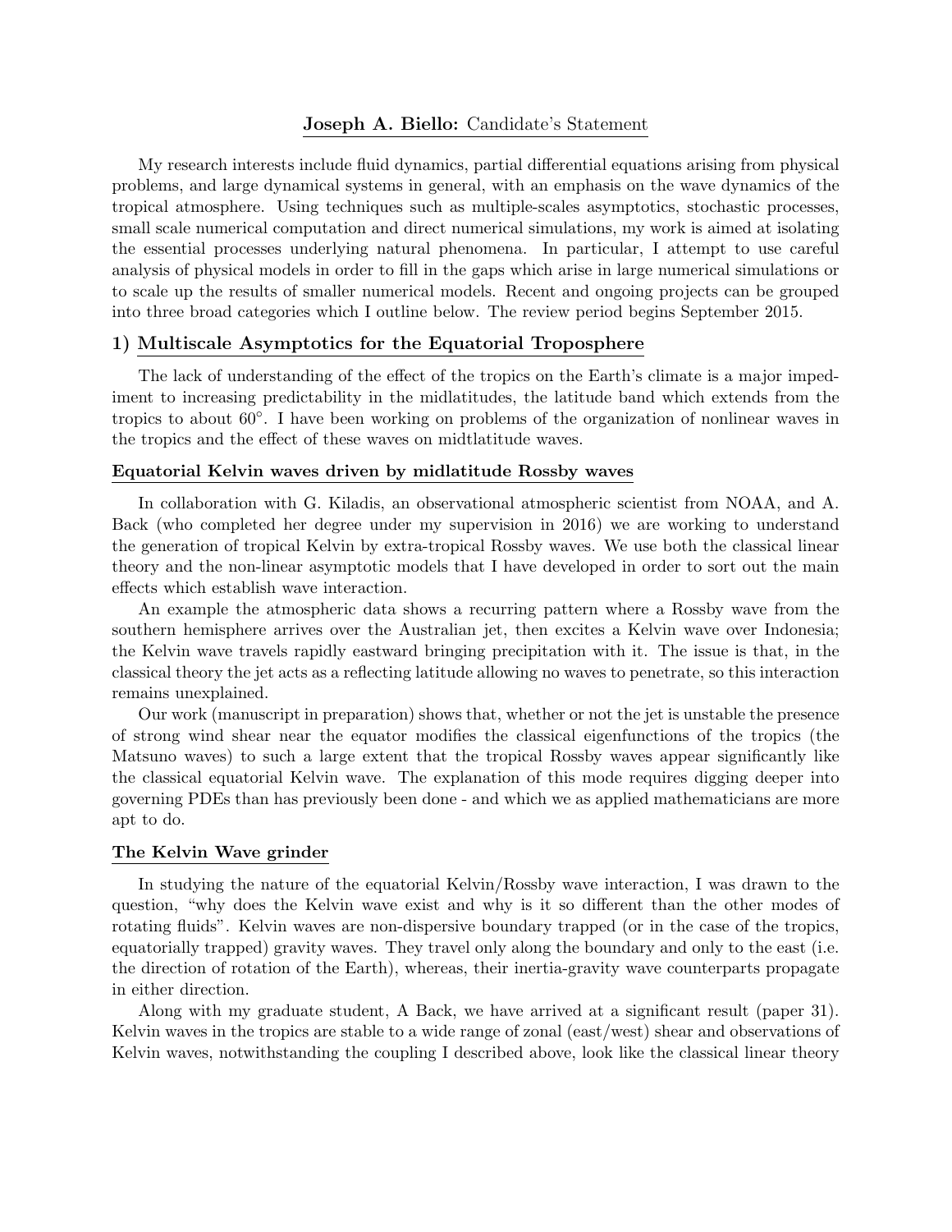# **Joseph A. Biello:** Candidate's Statement

My research interests include fluid dynamics, partial differential equations arising from physical problems, and large dynamical systems in general, with an emphasis on the wave dynamics of the tropical atmosphere. Using techniques such as multiple-scales asymptotics, stochastic processes, small scale numerical computation and direct numerical simulations, my work is aimed at isolating the essential processes underlying natural phenomena. In particular, I attempt to use careful analysis of physical models in order to fill in the gaps which arise in large numerical simulations or to scale up the results of smaller numerical models. Recent and ongoing projects can be grouped into three broad categories which I outline below. The review period begins September 2015.

## 1) Multiscale Asymptotics for the Equatorial Troposphere

The lack of understanding of the effect of the tropics on the Earth's climate is a major impediment to increasing predictability in the midlatitudes, the latitude band which extends from the tropics to about $60^{\circ}$. I have been working on problems of the organization of nonlinear waves in the tropics and the effect of these waves on midtlatitude waves.

### Equatorial Kelvin waves driven by midlatitude Rossby waves

In collaboration with G. Kiladis, an observational atmospheric scientist from NOAA, and A. Back (who completed her degree under my supervision in 2016) we are working to understand the generation of tropical Kelvin by extra-tropical Rossby waves. We use both the classical linear theory and the non-linear asymptotic models that I have developed in order to sort out the main effects which establish wave interaction.

An example the atmospheric data shows a recurring pattern where a Rossby wave from the southern hemisphere arrives over the Australian jet, then excites a Kelvin wave over Indonesia; the Kelvin wave travels rapidly eastward bringing precipitation with it. The issue is that, in the classical theory the jet acts as a reflecting latitude allowing no waves to penetrate, so this interaction remains unexplained.

Our work (manuscript in preparation) shows that, whether or not the jet is unstable the presence of strong wind shear near the equator modifies the classical eigenfunctions of the tropics (the Matsuno waves) to such a large extent that the tropical Rossby waves appear significantly like the classical equatorial Kelvin wave. The explanation of this mode requires digging deeper into governing PDEs than has previously been done - and which we as applied mathematicians are more apt to do.

### The Kelvin Wave grinder

In studying the nature of the equatorial Kelvin/Rossby wave interaction, I was drawn to the question, "why does the Kelvin wave exist and why is it so different than the other modes of rotating fluids". Kelvin waves are non-dispersive boundary trapped (or in the case of the tropics, equatorially trapped) gravity waves. They travel only along the boundary and only to the east (i.e. the direction of rotation of the Earth), whereas, their inertia-gravity wave counterparts propagate in either direction.

Along with my graduate student, A Back, we have arrived at a significant result (paper 31). Kelvin waves in the tropics are stable to a wide range of zonal (east/west) shear and observations of Kelvin waves, notwithstanding the coupling I described above, look like the classical linear theory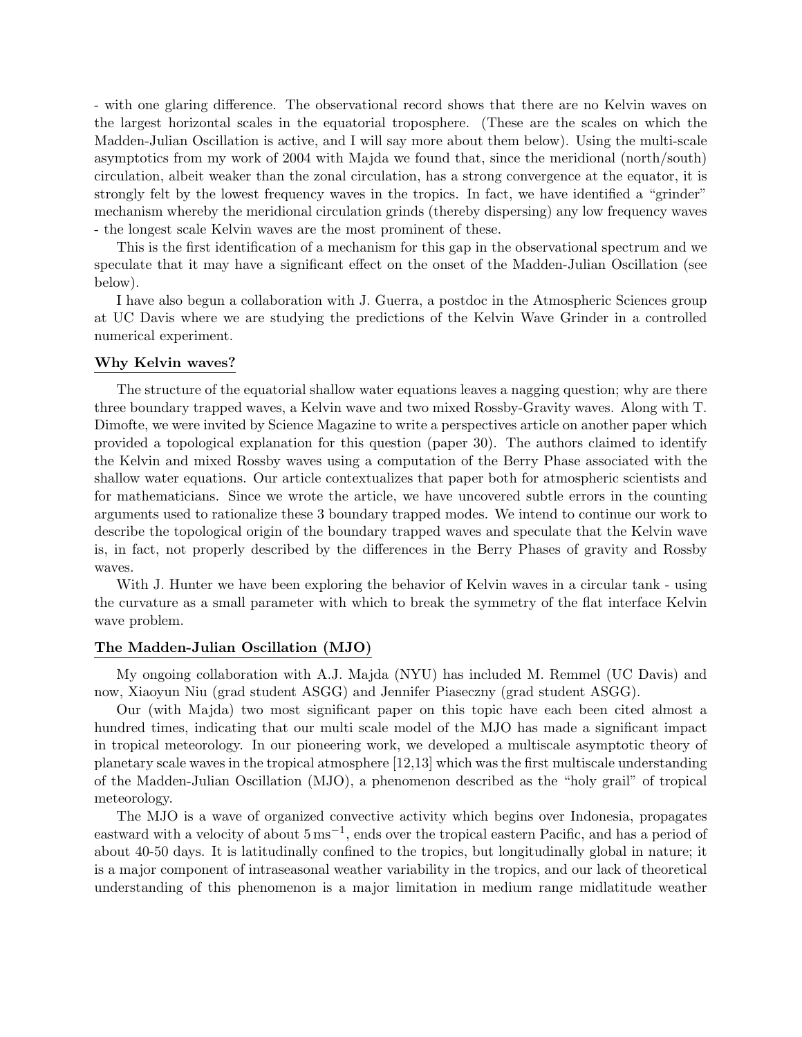- with one glaring difference. The observational record shows that there are no Kelvin waves on the largest horizontal scales in the equatorial troposphere. (These are the scales on which the Madden-Julian Oscillation is active, and I will say more about them below). Using the multi-scale asymptotics from my work of 2004 with Majda we found that, since the meridional (north/south) circulation, albeit weaker than the zonal circulation, has a strong convergence at the equator, it is strongly felt by the lowest frequency waves in the tropics. In fact, we have identified a "grinder" mechanism whereby the meridional circulation grinds (thereby dispersing) any low frequency waves - the longest scale Kelvin waves are the most prominent of these.

This is the first identification of a mechanism for this gap in the observational spectrum and we speculate that it may have a significant effect on the onset of the Madden-Julian Oscillation (see below).

I have also begun a collaboration with J. Guerra, a postdoc in the Atmospheric Sciences group at UC Davis where we are studying the predictions of the Kelvin Wave Grinder in a controlled numerical experiment.

## Why Kelvin waves?

The structure of the equatorial shallow water equations leaves a nagging question; why are there three boundary trapped waves, a Kelvin wave and two mixed Rossby-Gravity waves. Along with T. Dimofte, we were invited by Science Magazine to write a perspectives article on another paper which provided a topological explanation for this question (paper 30). The authors claimed to identify the Kelvin and mixed Rossby waves using a computation of the Berry Phase associated with the shallow water equations. Our article contextualizes that paper both for atmospheric scientists and for mathematicians. Since we wrote the article, we have uncovered subtle errors in the counting arguments used to rationalize these 3 boundary trapped modes. We intend to continue our work to describe the topological origin of the boundary trapped waves and speculate that the Kelvin wave is, in fact, not properly described by the differences in the Berry Phases of gravity and Rossby waves.

With J. Hunter we have been exploring the behavior of Kelvin waves in a circular tank - using the curvature as a small parameter with which to break the symmetry of the flat interface Kelvin wave problem.

## The Madden-Julian Oscillation (MJO)

My ongoing collaboration with A.J. Majda (NYU) has included M. Remmel (UC Davis) and now, Xiaoyun Niu (grad student ASGG) and Jennifer Piaseczny (grad student ASGG).

Our (with Majda) two most significant paper on this topic have each been cited almost a hundred times, indicating that our multi scale model of the MJO has made a significant impact in tropical meteorology. In our pioneering work, we developed a multiscale asymptotic theory of planetary scale waves in the tropical atmosphere [12,13] which was the first multiscale understanding of the Madden-Julian Oscillation (MJO), a phenomenon described as the "holy grail" of tropical meteorology.

The MJO is a wave of organized convective activity which begins over Indonesia, propagates eastward with a velocity of about $5\,\mathrm{ms}^{-1}$, ends over the tropical eastern Pacific, and has a period of about 40-50 days. It is latitudinally confined to the tropics, but longitudinally global in nature; it is a major component of intraseasonal weather variability in the tropics, and our lack of theoretical understanding of this phenomenon is a major limitation in medium range midlatitude weather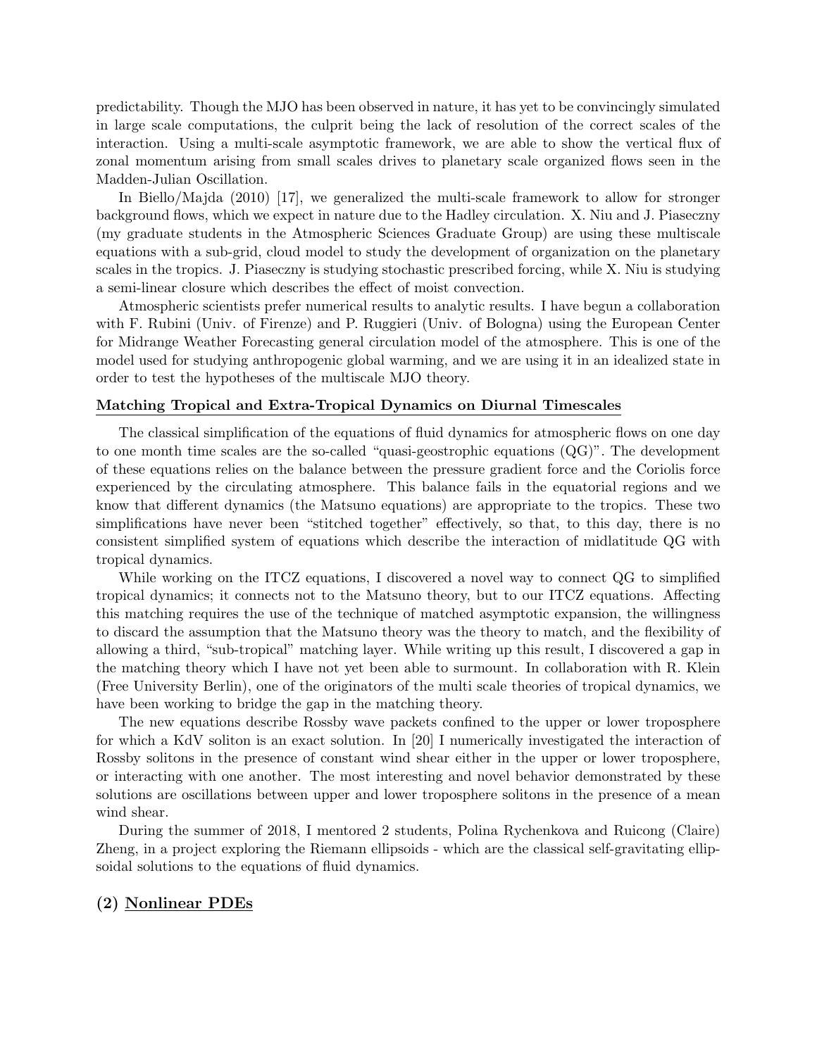predictability. Though the MJO has been observed in nature, it has yet to be convincingly simulated in large scale computations, the culprit being the lack of resolution of the correct scales of the interaction. Using a multi-scale asymptotic framework, we are able to show the vertical flux of zonal momentum arising from small scales drives to planetary scale organized flows seen in the Madden-Julian Oscillation.

In Biello/Majda (2010) [17], we generalized the multi-scale framework to allow for stronger background flows, which we expect in nature due to the Hadley circulation. X. Niu and J. Piaseczny (my graduate students in the Atmospheric Sciences Graduate Group) are using these multiscale equations with a sub-grid, cloud model to study the development of organization on the planetary scales in the tropics. J. Piaseczny is studying stochastic prescribed forcing, while X. Niu is studying a semi-linear closure which describes the effect of moist convection.

Atmospheric scientists prefer numerical results to analytic results. I have begun a collaboration with F. Rubini (Univ. of Firenze) and P. Ruggieri (Univ. of Bologna) using the European Center for Midrange Weather Forecasting general circulation model of the atmosphere. This is one of the model used for studying anthropogenic global warming, and we are using it in an idealized state in order to test the hypotheses of the multiscale MJO theory.

**Matching Tropical and Extra-Tropical Dynamics on Diurnal Timescales**

The classical simplification of the equations of fluid dynamics for atmospheric flows on one day to one month time scales are the so-called "quasi-geostrophic equations (QG)". The development of these equations relies on the balance between the pressure gradient force and the Coriolis force experienced by the circulating atmosphere. This balance fails in the equatorial regions and we know that different dynamics (the Matsuno equations) are appropriate to the tropics. These two simplifications have never been "stitched together" effectively, so that, to this day, there is no consistent simplified system of equations which describe the interaction of midlatitude QG with tropical dynamics.

While working on the ITCZ equations, I discovered a novel way to connect QG to simplified tropical dynamics; it connects not to the Matsuno theory, but to our ITCZ equations. Affecting this matching requires the use of the technique of matched asymptotic expansion, the willingness to discard the assumption that the Matsuno theory was the theory to match, and the flexibility of allowing a third, "sub-tropical" matching layer. While writing up this result, I discovered a gap in the matching theory which I have not yet been able to surmount. In collaboration with R. Klein (Free University Berlin), one of the originators of the multi scale theories of tropical dynamics, we have been working to bridge the gap in the matching theory.

The new equations describe Rossby wave packets confined to the upper or lower troposphere for which a KdV soliton is an exact solution. In [20] I numerically investigated the interaction of Rossby solitons in the presence of constant wind shear either in the upper or lower troposphere, or interacting with one another. The most interesting and novel behavior demonstrated by these solutions are oscillations between upper and lower troposphere solitons in the presence of a mean wind shear.

During the summer of 2018, I mentored 2 students, Polina Rychenkova and Ruicong (Claire) Zheng, in a project exploring the Riemann ellipsoids - which are the classical self-gravitating ellipsoidal solutions to the equations of fluid dynamics.

## (2) Nonlinear PDEs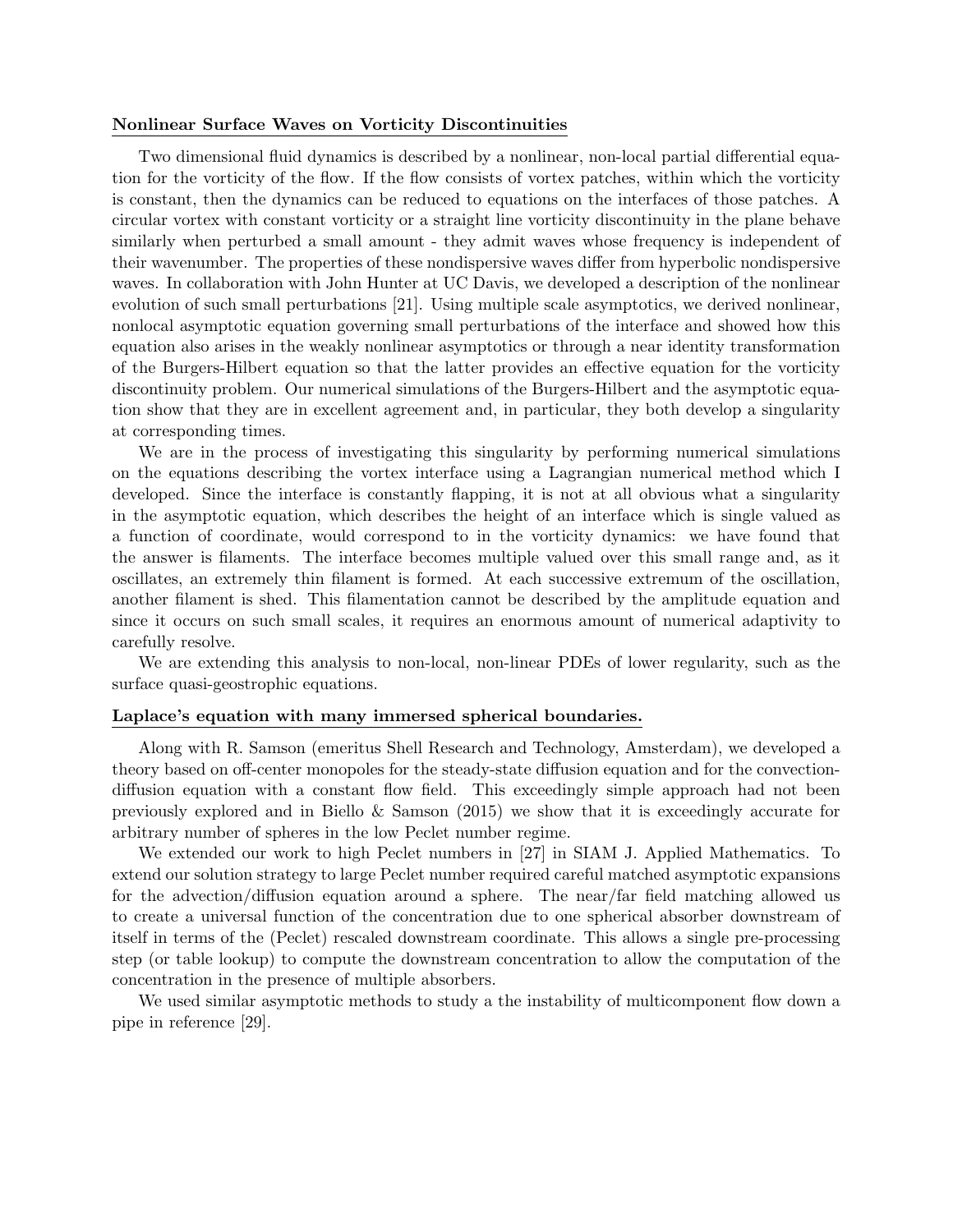**Nonlinear Surface Waves on Vorticity Discontinuities**

Two dimensional fluid dynamics is described by a nonlinear, non-local partial differential equation for the vorticity of the flow. If the flow consists of vortex patches, within which the vorticity is constant, then the dynamics can be reduced to equations on the interfaces of those patches. A circular vortex with constant vorticity or a straight line vorticity discontinuity in the plane behave similarly when perturbed a small amount - they admit waves whose frequency is independent of their wavenumber. The properties of these nondispersive waves differ from hyperbolic nondispersive waves. In collaboration with John Hunter at UC Davis, we developed a description of the nonlinear evolution of such small perturbations [21]. Using multiple scale asymptotics, we derived nonlinear, nonlocal asymptotic equation governing small perturbations of the interface and showed how this equation also arises in the weakly nonlinear asymptotics or through a near identity transformation of the Burgers-Hilbert equation so that the latter provides an effective equation for the vorticity discontinuity problem. Our numerical simulations of the Burgers-Hilbert and the asymptotic equation show that they are in excellent agreement and, in particular, they both develop a singularity at corresponding times.

We are in the process of investigating this singularity by performing numerical simulations on the equations describing the vortex interface using a Lagrangian numerical method which I developed. Since the interface is constantly flapping, it is not at all obvious what a singularity in the asymptotic equation, which describes the height of an interface which is single valued as a function of coordinate, would correspond to in the vorticity dynamics: we have found that the answer is filaments. The interface becomes multiple valued over this small range and, as it oscillates, an extremely thin filament is formed. At each successive extremum of the oscillation, another filament is shed. This filamentation cannot be described by the amplitude equation and since it occurs on such small scales, it requires an enormous amount of numerical adaptivity to carefully resolve.

We are extending this analysis to non-local, non-linear PDEs of lower regularity, such as the surface quasi-geostrophic equations.

**Laplace's equation with many immersed spherical boundaries.**

Along with R. Samson (emeritus Shell Research and Technology, Amsterdam), we developed a theory based on off-center monopoles for the steady-state diffusion equation and for the convection-diffusion equation with a constant flow field. This exceedingly simple approach had not been previously explored and in Biello & Samson (2015) we show that it is exceedingly accurate for arbitrary number of spheres in the low Peclet number regime.

We extended our work to high Peclet numbers in [27] in SIAM J. Applied Mathematics. To extend our solution strategy to large Peclet number required careful matched asymptotic expansions for the advection/diffusion equation around a sphere. The near/far field matching allowed us to create a universal function of the concentration due to one spherical absorber downstream of itself in terms of the (Peclet) rescaled downstream coordinate. This allows a single pre-processing step (or table lookup) to compute the downstream concentration to allow the computation of the concentration in the presence of multiple absorbers.

We used similar asymptotic methods to study a the instability of multicomponent flow down a pipe in reference [29].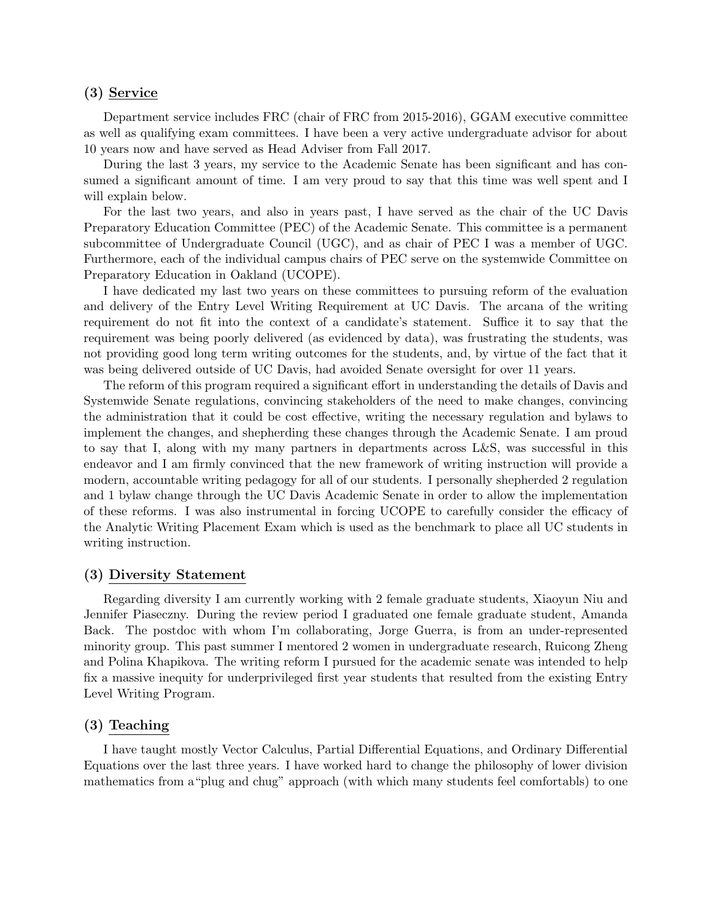### (3) Service

Department service includes FRC (chair of FRC from 2015-2016), GGAM executive committee as well as qualifying exam committees. I have been a very active undergraduate advisor for about 10 years now and have served as Head Adviser from Fall 2017.

During the last 3 years, my service to the Academic Senate has been significant and has consumed a significant amount of time. I am very proud to say that this time was well spent and I will explain below.

For the last two years, and also in years past, I have served as the chair of the UC Davis Preparatory Education Committee (PEC) of the Academic Senate. This committee is a permanent subcommittee of Undergraduate Council (UGC), and as chair of PEC I was a member of UGC. Furthermore, each of the individual campus chairs of PEC serve on the systemwide Committee on Preparatory Education in Oakland (UCOPE).

I have dedicated my last two years on these committees to pursuing reform of the evaluation and delivery of the Entry Level Writing Requirement at UC Davis. The arcana of the writing requirement do not fit into the context of a candidate's statement. Suffice it to say that the requirement was being poorly delivered (as evidenced by data), was frustrating the students, was not providing good long term writing outcomes for the students, and, by virtue of the fact that it was being delivered outside of UC Davis, had avoided Senate oversight for over 11 years.

The reform of this program required a significant effort in understanding the details of Davis and Systemwide Senate regulations, convincing stakeholders of the need to make changes, convincing the administration that it could be cost effective, writing the necessary regulation and bylaws to implement the changes, and shepherding these changes through the Academic Senate. I am proud to say that I, along with my many partners in departments across L&S, was successful in this endeavor and I am firmly convinced that the new framework of writing instruction will provide a modern, accountable writing pedagogy for all of our students. I personally shepherded 2 regulation and 1 bylaw change through the UC Davis Academic Senate in order to allow the implementation of these reforms. I was also instrumental in forcing UCOPE to carefully consider the efficacy of the Analytic Writing Placement Exam which is used as the benchmark to place all UC students in writing instruction.

### (3) Diversity Statement

Regarding diversity I am currently working with 2 female graduate students, Xiaoyun Niu and Jennifer Piaseczny. During the review period I graduated one female graduate student, Amanda Back. The postdoc with whom I'm collaborating, Jorge Guerra, is from an under-represented minority group. This past summer I mentored 2 women in undergraduate research, Ruicong Zheng and Polina Khapikova. The writing reform I pursued for the academic senate was intended to help fix a massive inequity for underprivileged first year students that resulted from the existing Entry Level Writing Program.

### (3) Teaching

I have taught mostly Vector Calculus, Partial Differential Equations, and Ordinary Differential Equations over the last three years. I have worked hard to change the philosophy of lower division mathematics from a"plug and chug" approach (with which many students feel comfortabls) to one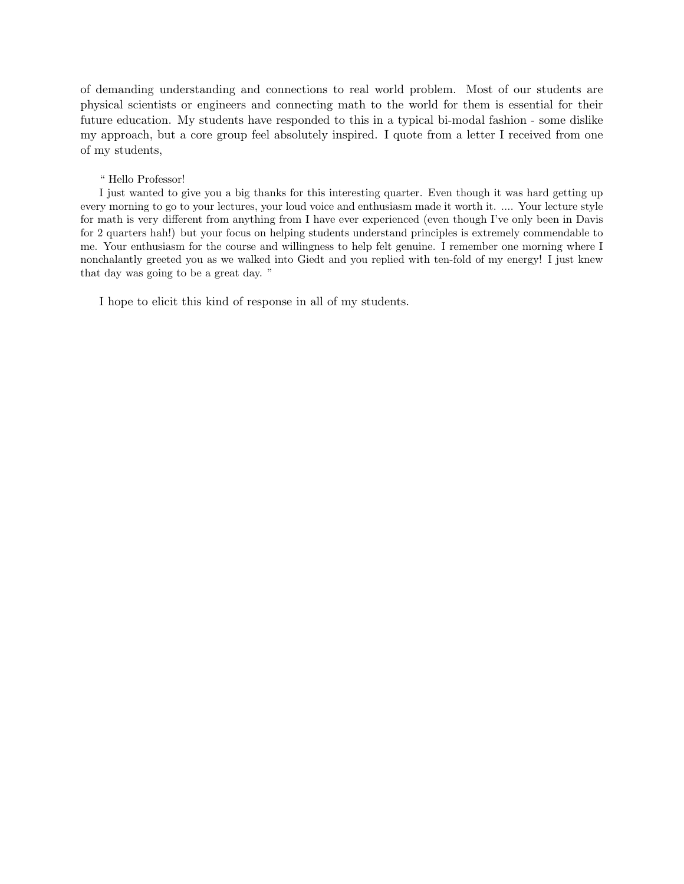of demanding understanding and connections to real world problem. Most of our students are physical scientists or engineers and connecting math to the world for them is essential for their future education. My students have responded to this in a typical bi-modal fashion - some dislike my approach, but a core group feel absolutely inspired. I quote from a letter I received from one of my students,

> " Hello Professor!
> I just wanted to give you a big thanks for this interesting quarter. Even though it was hard getting up every morning to go to your lectures, your loud voice and enthusiasm made it worth it. .... Your lecture style for math is very different from anything from I have ever experienced (even though I've only been in Davis for 2 quarters hah!) but your focus on helping students understand principles is extremely commendable to me. Your enthusiasm for the course and willingness to help felt genuine. I remember one morning where I nonchalantly greeted you as we walked into Giedt and you replied with ten-fold of my energy! I just knew that day was going to be a great day. "

I hope to elicit this kind of response in all of my students.